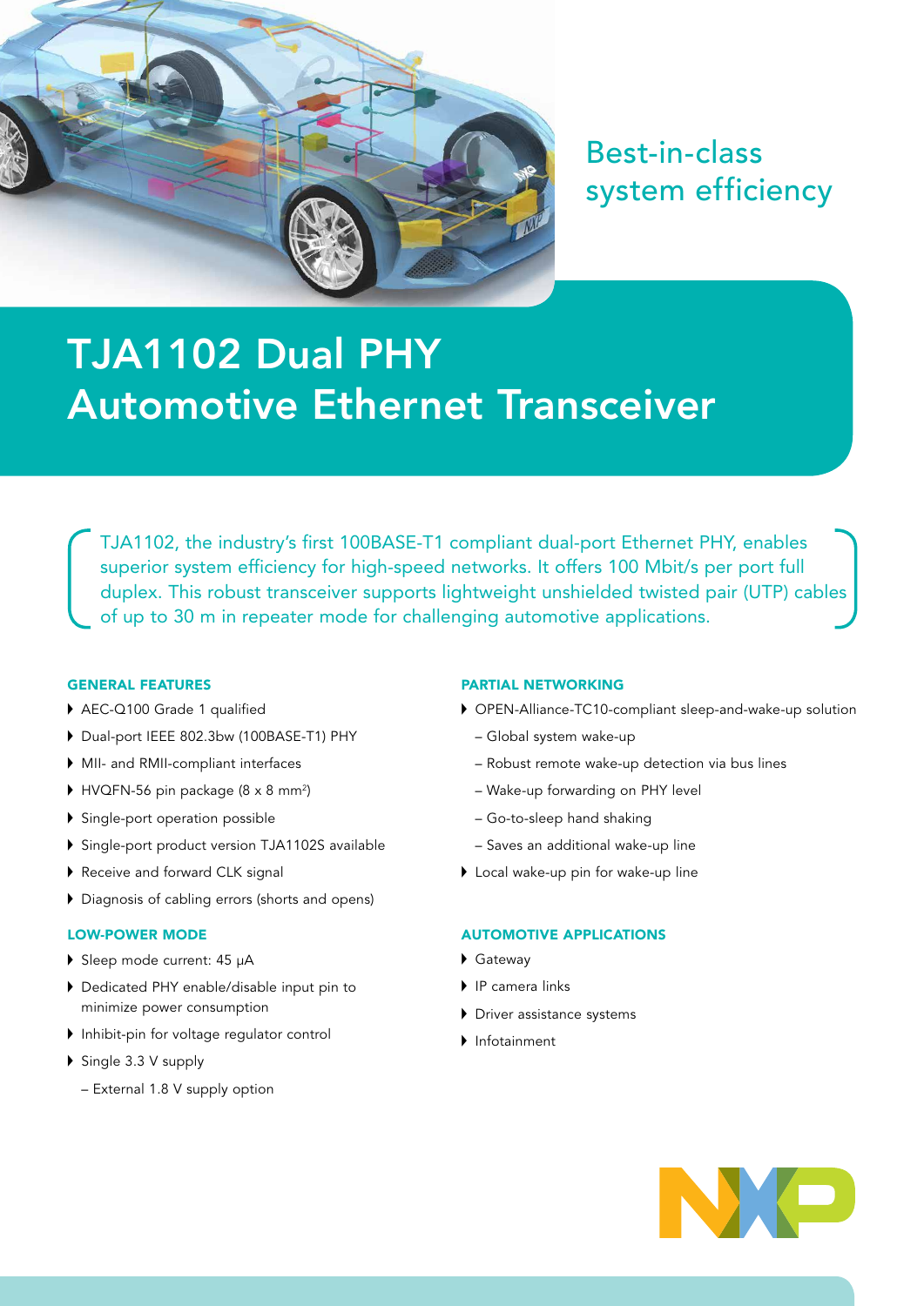Best-in-class system efficiency

# TJA1102 Dual PHY Automotive Ethernet Transceiver

TJA1102, the industry's first 100BASE-T1 compliant dual-port Ethernet PHY, enables superior system efficiency for high-speed networks. It offers 100 Mbit/s per port full duplex. This robust transceiver supports lightweight unshielded twisted pair (UTP) cables of up to 30 m in repeater mode for challenging automotive applications.

### GENERAL FEATURES

- AEC-Q100 Grade 1 qualified
- Dual-port IEEE 802.3bw (100BASE-T1) PHY
- MII- and RMII-compliant interfaces
- HVQFN-56 pin package (8 x 8 mm²)
- Single-port operation possible
- Single-port product version TJA1102S available
- Receive and forward CLK signal
- Diagnosis of cabling errors (shorts and opens)

### LOW-POWER MODE

- Sleep mode current: 45 µA
- Dedicated PHY enable/disable input pin to minimize power consumption
- Inhibit-pin for voltage regulator control
- Single 3.3 V supply
  - External 1.8 V supply option

### PARTIAL NETWORKING

- OPEN-Alliance-TC10-compliant sleep-and-wake-up solution
  - Global system wake-up
  - Robust remote wake-up detection via bus lines
  - Wake-up forwarding on PHY level
  - Go-to-sleep hand shaking
  - Saves an additional wake-up line
- Local wake-up pin for wake-up line

### AUTOMOTIVE APPLICATIONS

- Gateway
- IP camera links
- Driver assistance systems
- Infotainment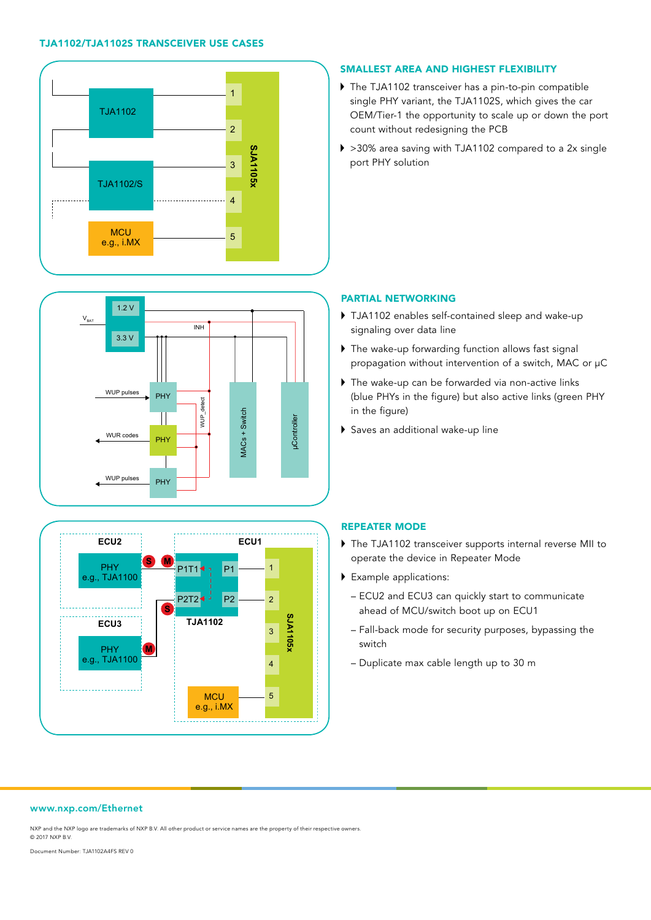## TJA1102/TJA1102S TRANSCEIVER USE CASES

TJA1102
TJA1102/S
MCU
e.g., i.MX
1
2
3
4
5
SJA1105x

### SMALLEST AREA AND HIGHEST FLEXIBILITY

- The TJA1102 transceiver has a pin-to-pin compatible single PHY variant, the TJA1102S, which gives the car OEM/Tier-1 the opportunity to scale up or down the port count without redesigning the PCB
- >30% area saving with TJA1102 compared to a 2x single port PHY solution

$V_{BAT}$
1.2 V
3.3 V
INH
WUP pulses
PHY
WUR codes
PHY
WUP pulses
PHY
WUP_detect
MACs + Switch
µController

### PARTIAL NETWORKING

- TJA1102 enables self-contained sleep and wake-up signaling over data line
- The wake-up forwarding function allows fast signal propagation without intervention of a switch, MAC or µC
- The wake-up can be forwarded via non-active links (blue PHYs in the figure) but also active links (green PHY in the figure)
- Saves an additional wake-up line

ECU2
PHY
e.g., TJA1100
ECU3
PHY
e.g., TJA1100
S
M
S
M
ECU1
P1T1
P1
P2T2
P2
TJA1102
MCU
e.g., i.MX
1
2
3
4
5
SJA1105x

### REPEATER MODE

- The TJA1102 transceiver supports internal reverse MII to operate the device in Repeater Mode
- Example applications:
  - ECU2 and ECU3 can quickly start to communicate ahead of MCU/switch boot up on ECU1
  - Fall-back mode for security purposes, bypassing the switch
  - Duplicate max cable length up to 30 m

www.nxp.com/Ethernet

NXP and the NXP logo are trademarks of NXP B.V. All other product or service names are the property of their respective owners.
© 2017 NXP B.V.

Document Number: TJA1102A4FS REV 0